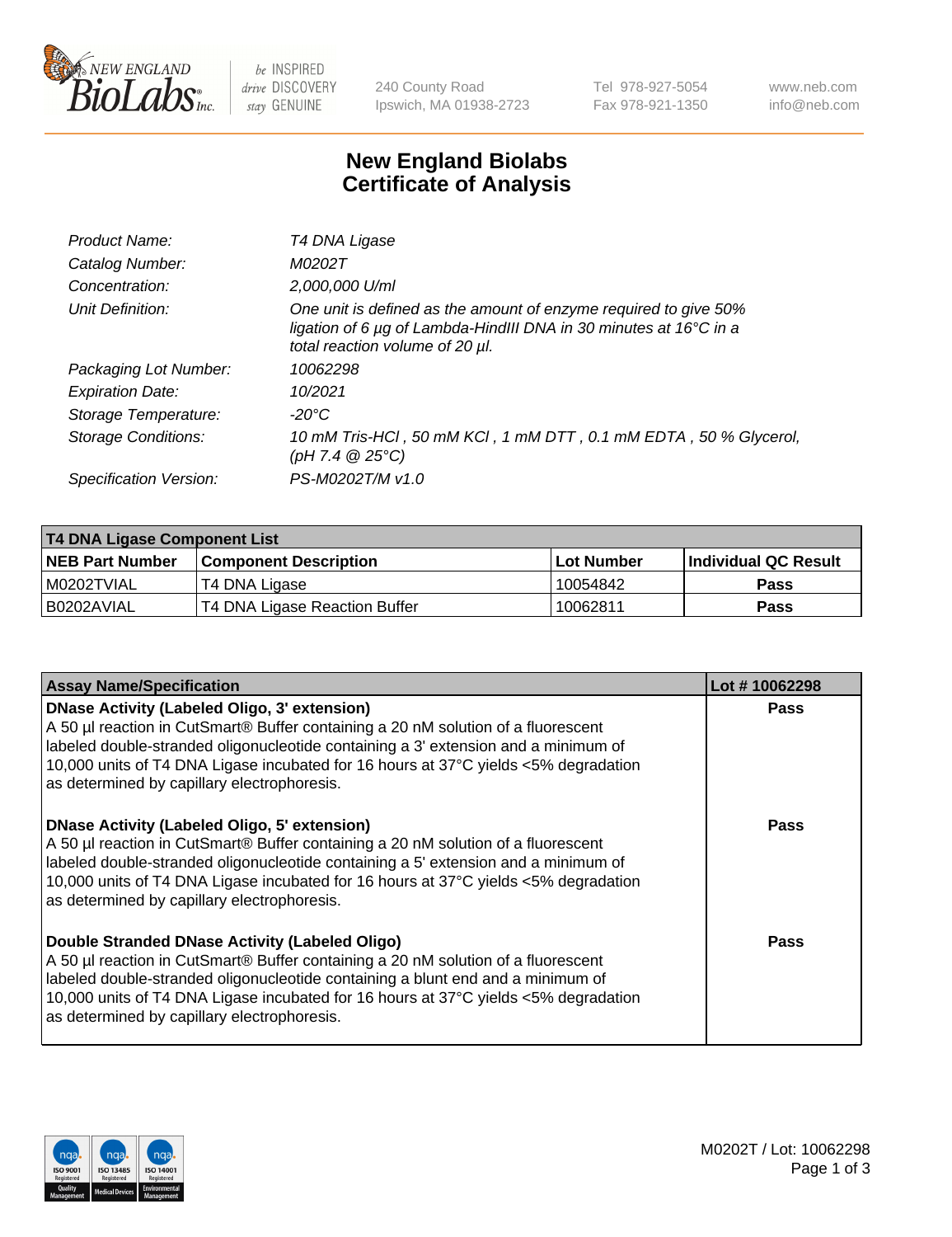New England BioLabs Inc. — be INSPIRED drive DISCOVERY stay GENUINE

240 County Road
Ipswich, MA 01938-2723

Tel 978-927-5054
Fax 978-921-1350

www.neb.com
info@neb.com

# New England Biolabs
# Certificate of Analysis

| | |
|---|---|
| *Product Name:* | *T4 DNA Ligase* |
| *Catalog Number:* | *M0202T* |
| *Concentration:* | *2,000,000 U/ml* |
| *Unit Definition:* | *One unit is defined as the amount of enzyme required to give 50% ligation of 6 µg of Lambda-HindIII DNA in 30 minutes at 16°C in a total reaction volume of 20 µl.* |
| *Packaging Lot Number:* | *10062298* |
| *Expiration Date:* | *10/2021* |
| *Storage Temperature:* | *-20°C* |
| *Storage Conditions:* | *10 mM Tris-HCl , 50 mM KCl , 1 mM DTT , 0.1 mM EDTA , 50 % Glycerol, (pH 7.4 @ 25°C)* |
| *Specification Version:* | *PS-M0202T/M v1.0* |

| T4 DNA Ligase Component List | | | |
|---|---|---|---|
| **NEB Part Number** | **Component Description** | **Lot Number** | **Individual QC Result** |
| M0202TVIAL | T4 DNA Ligase | 10054842 | Pass |
| B0202AVIAL | T4 DNA Ligase Reaction Buffer | 10062811 | Pass |

| Assay Name/Specification | Lot # 10062298 |
|---|---|
| **DNase Activity (Labeled Oligo, 3' extension)** A 50 µl reaction in CutSmart® Buffer containing a 20 nM solution of a fluorescent labeled double-stranded oligonucleotide containing a 3' extension and a minimum of 10,000 units of T4 DNA Ligase incubated for 16 hours at 37°C yields <5% degradation as determined by capillary electrophoresis. | Pass |
| **DNase Activity (Labeled Oligo, 5' extension)** A 50 µl reaction in CutSmart® Buffer containing a 20 nM solution of a fluorescent labeled double-stranded oligonucleotide containing a 5' extension and a minimum of 10,000 units of T4 DNA Ligase incubated for 16 hours at 37°C yields <5% degradation as determined by capillary electrophoresis. | Pass |
| **Double Stranded DNase Activity (Labeled Oligo)** A 50 µl reaction in CutSmart® Buffer containing a 20 nM solution of a fluorescent labeled double-stranded oligonucleotide containing a blunt end and a minimum of 10,000 units of T4 DNA Ligase incubated for 16 hours at 37°C yields <5% degradation as determined by capillary electrophoresis. | Pass |

ISO 9001 Registered Quality Management · ISO 13485 Registered Medical Devices · ISO 14001 Registered Environmental Management

M0202T / Lot: 10062298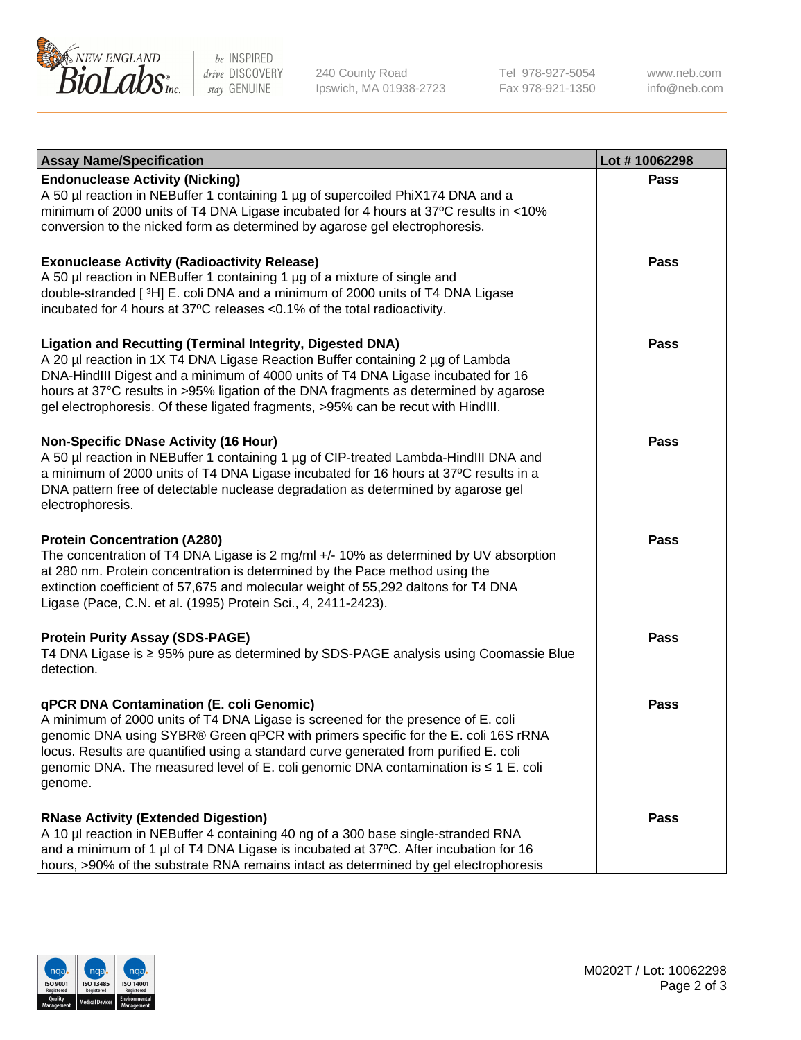| Assay Name/Specification | Lot # 10062298 |
| --- | --- |
| **Endonuclease Activity (Nicking)**<br>A 50 µl reaction in NEBuffer 1 containing 1 µg of supercoiled PhiX174 DNA and a minimum of 2000 units of T4 DNA Ligase incubated for 4 hours at 37ºC results in <10% conversion to the nicked form as determined by agarose gel electrophoresis. | Pass |
| **Exonuclease Activity (Radioactivity Release)**<br>A 50 µl reaction in NEBuffer 1 containing 1 µg of a mixture of single and double-stranded [ $^3$H] E. coli DNA and a minimum of 2000 units of T4 DNA Ligase incubated for 4 hours at 37ºC releases <0.1% of the total radioactivity. | Pass |
| **Ligation and Recutting (Terminal Integrity, Digested DNA)**<br>A 20 µl reaction in 1X T4 DNA Ligase Reaction Buffer containing 2 µg of Lambda DNA-HindIII Digest and a minimum of 4000 units of T4 DNA Ligase incubated for 16 hours at 37°C results in >95% ligation of the DNA fragments as determined by agarose gel electrophoresis. Of these ligated fragments, >95% can be recut with HindIII. | Pass |
| **Non-Specific DNase Activity (16 Hour)**<br>A 50 µl reaction in NEBuffer 1 containing 1 µg of CIP-treated Lambda-HindIII DNA and a minimum of 2000 units of T4 DNA Ligase incubated for 16 hours at 37ºC results in a DNA pattern free of detectable nuclease degradation as determined by agarose gel electrophoresis. | Pass |
| **Protein Concentration (A280)**<br>The concentration of T4 DNA Ligase is 2 mg/ml +/- 10% as determined by UV absorption at 280 nm. Protein concentration is determined by the Pace method using the extinction coefficient of 57,675 and molecular weight of 55,292 daltons for T4 DNA Ligase (Pace, C.N. et al. (1995) Protein Sci., 4, 2411-2423). | Pass |
| **Protein Purity Assay (SDS-PAGE)**<br>T4 DNA Ligase is ≥ 95% pure as determined by SDS-PAGE analysis using Coomassie Blue detection. | Pass |
| **qPCR DNA Contamination (E. coli Genomic)**<br>A minimum of 2000 units of T4 DNA Ligase is screened for the presence of E. coli genomic DNA using SYBR® Green qPCR with primers specific for the E. coli 16S rRNA locus. Results are quantified using a standard curve generated from purified E. coli genomic DNA. The measured level of E. coli genomic DNA contamination is ≤ 1 E. coli genome. | Pass |
| **RNase Activity (Extended Digestion)**<br>A 10 µl reaction in NEBuffer 4 containing 40 ng of a 300 base single-stranded RNA and a minimum of 1 µl of T4 DNA Ligase is incubated at 37ºC. After incubation for 16 hours, >90% of the substrate RNA remains intact as determined by gel electrophoresis | Pass |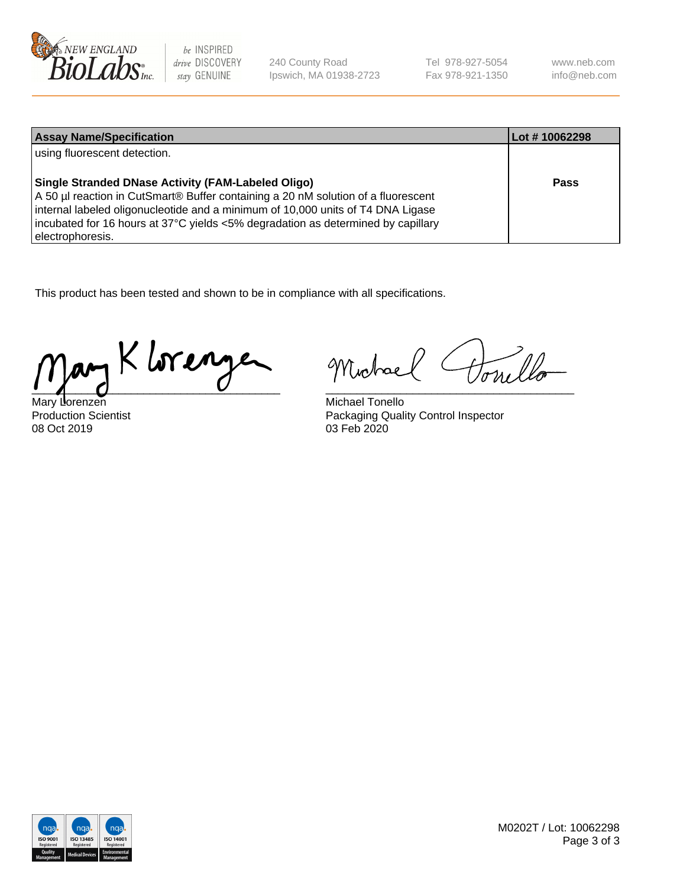| Assay Name/Specification | Lot # 10062298 |
|---|---|
| using fluorescent detection. | |
| **Single Stranded DNase Activity (FAM-Labeled Oligo)**<br>A 50 µl reaction in CutSmart® Buffer containing a 20 nM solution of a fluorescent internal labeled oligonucleotide and a minimum of 10,000 units of T4 DNA Ligase incubated for 16 hours at 37°C yields <5% degradation as determined by capillary electrophoresis. | **Pass** |

This product has been tested and shown to be in compliance with all specifications.

Mary Lorenzen
Production Scientist
08 Oct 2019

Michael Tonello
Packaging Quality Control Inspector
03 Feb 2020

M0202T / Lot: 10062298